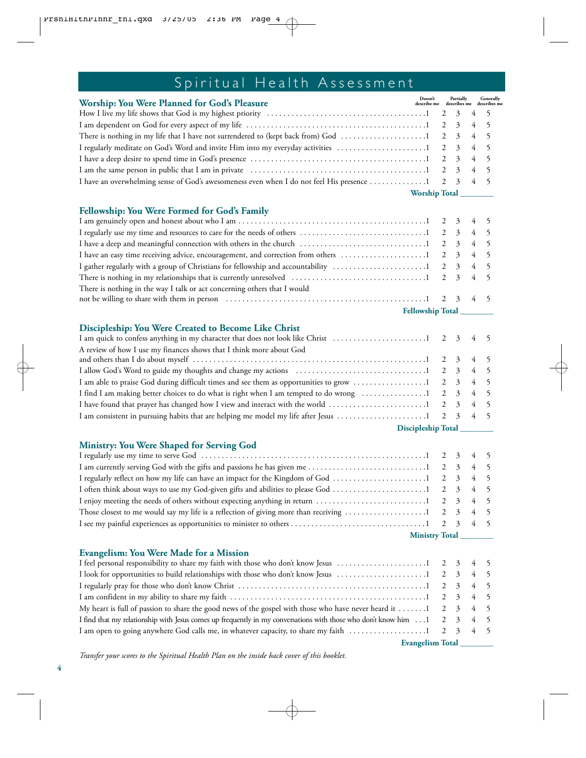# Spiritual Health Assessment

## Worship: You Were Planned for God's Pleasure

| Statement | Doesn't describe me | | Partially describes me | | Generally describes me |
|---|---|---|---|---|---|
| How I live my life shows that God is my highest priority | 1 | 2 | 3 | 4 | 5 |
| I am dependent on God for every aspect of my life | 1 | 2 | 3 | 4 | 5 |
| There is nothing in my life that I have not surrendered to (kept back from) God | 1 | 2 | 3 | 4 | 5 |
| I regularly meditate on God's Word and invite Him into my everyday activities | 1 | 2 | 3 | 4 | 5 |
| I have a deep desire to spend time in God's presence | 1 | 2 | 3 | 4 | 5 |
| I am the same person in public that I am in private | 1 | 2 | 3 | 4 | 5 |
| I have an overwhelming sense of God's awesomeness even when I do not feel His presence | 1 | 2 | 3 | 4 | 5 |

**Worship Total** ________

## Fellowship: You Were Formed for God's Family

| Statement | Doesn't describe me | | Partially describes me | | Generally describes me |
|---|---|---|---|---|---|
| I am genuinely open and honest about who I am | 1 | 2 | 3 | 4 | 5 |
| I regularly use my time and resources to care for the needs of others | 1 | 2 | 3 | 4 | 5 |
| I have a deep and meaningful connection with others in the church | 1 | 2 | 3 | 4 | 5 |
| I have an easy time receiving advice, encouragement, and correction from others | 1 | 2 | 3 | 4 | 5 |
| I gather regularly with a group of Christians for fellowship and accountability | 1 | 2 | 3 | 4 | 5 |
| There is nothing in my relationships that is currently unresolved | 1 | 2 | 3 | 4 | 5 |
| There is nothing in the way I talk or act concerning others that I would not be willing to share with them in person | 1 | 2 | 3 | 4 | 5 |

**Fellowship Total** ________

## Discipleship: You Were Created to Become Like Christ

| Statement | Doesn't describe me | | Partially describes me | | Generally describes me |
|---|---|---|---|---|---|
| I am quick to confess anything in my character that does not look like Christ | 1 | 2 | 3 | 4 | 5 |
| A review of how I use my finances shows that I think more about God and others than I do about myself | 1 | 2 | 3 | 4 | 5 |
| I allow God's Word to guide my thoughts and change my actions | 1 | 2 | 3 | 4 | 5 |
| I am able to praise God during difficult times and see them as opportunities to grow | 1 | 2 | 3 | 4 | 5 |
| I find I am making better choices to do what is right when I am tempted to do wrong | 1 | 2 | 3 | 4 | 5 |
| I have found that prayer has changed how I view and interact with the world | 1 | 2 | 3 | 4 | 5 |
| I am consistent in pursuing habits that are helping me model my life after Jesus | 1 | 2 | 3 | 4 | 5 |

**Discipleship Total** ________

## Ministry: You Were Shaped for Serving God

| Statement | Doesn't describe me | | Partially describes me | | Generally describes me |
|---|---|---|---|---|---|
| I regularly use my time to serve God | 1 | 2 | 3 | 4 | 5 |
| I am currently serving God with the gifts and passions he has given me | 1 | 2 | 3 | 4 | 5 |
| I regularly reflect on how my life can have an impact for the Kingdom of God | 1 | 2 | 3 | 4 | 5 |
| I often think about ways to use my God-given gifts and abilities to please God | 1 | 2 | 3 | 4 | 5 |
| I enjoy meeting the needs of others without expecting anything in return | 1 | 2 | 3 | 4 | 5 |
| Those closest to me would say my life is a reflection of giving more than receiving | 1 | 2 | 3 | 4 | 5 |
| I see my painful experiences as opportunities to minister to others | 1 | 2 | 3 | 4 | 5 |

**Ministry Total** ________

## Evangelism: You Were Made for a Mission

| Statement | Doesn't describe me | | Partially describes me | | Generally describes me |
|---|---|---|---|---|---|
| I feel personal responsibility to share my faith with those who don't know Jesus | 1 | 2 | 3 | 4 | 5 |
| I look for opportunities to build relationships with those who don't know Jesus | 1 | 2 | 3 | 4 | 5 |
| I regularly pray for those who don't know Christ | 1 | 2 | 3 | 4 | 5 |
| I am confident in my ability to share my faith | 1 | 2 | 3 | 4 | 5 |
| My heart is full of passion to share the good news of the gospel with those who have never heard it | 1 | 2 | 3 | 4 | 5 |
| I find that my relationship with Jesus comes up frequently in my conversations with those who don't know him | 1 | 2 | 3 | 4 | 5 |
| I am open to going anywhere God calls me, in whatever capacity, to share my faith | 1 | 2 | 3 | 4 | 5 |

**Evangelism Total** ________

*Transfer your scores to the Spiritual Health Plan on the inside back cover of this booklet.*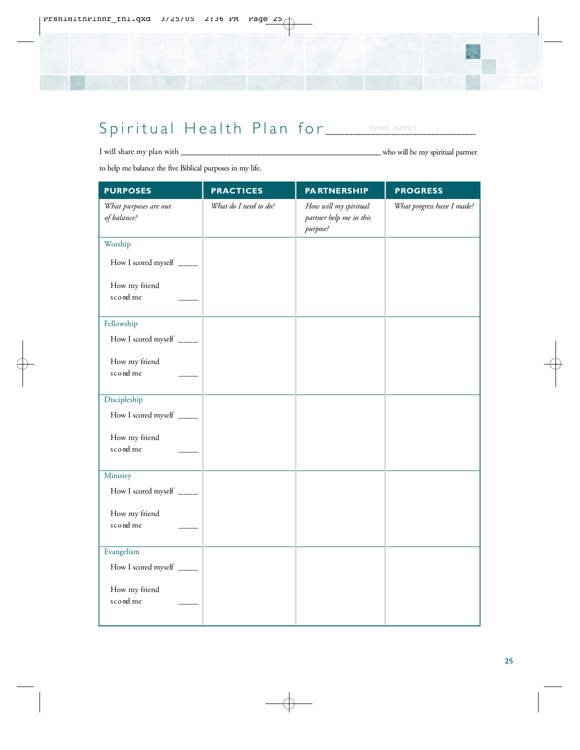# Spiritual Health Plan for ________ (your name) ________

I will share my plan with ______________________________ who will be my spiritual partner to help me balance the five Biblical purposes in my life.

| PURPOSES | PRACTICES | PARTNERSHIP | PROGRESS |
|---|---|---|---|
| *What purposes are out of balance?* | *What do I need to do?* | *How will my spiritual partner help me in this purpose?* | *What progress have I made?* |
| Worship<br>How I scored myself _____<br>How my friend scored me _____ | | | |
| Fellowship<br>How I scored myself _____<br>How my friend scored me _____ | | | |
| Discipleship<br>How I scored myself _____<br>How my friend scored me _____ | | | |
| Ministry<br>How I scored myself _____<br>How my friend scored me _____ | | | |
| Evangelism<br>How I scored myself _____<br>How my friend scored me _____ | | | |